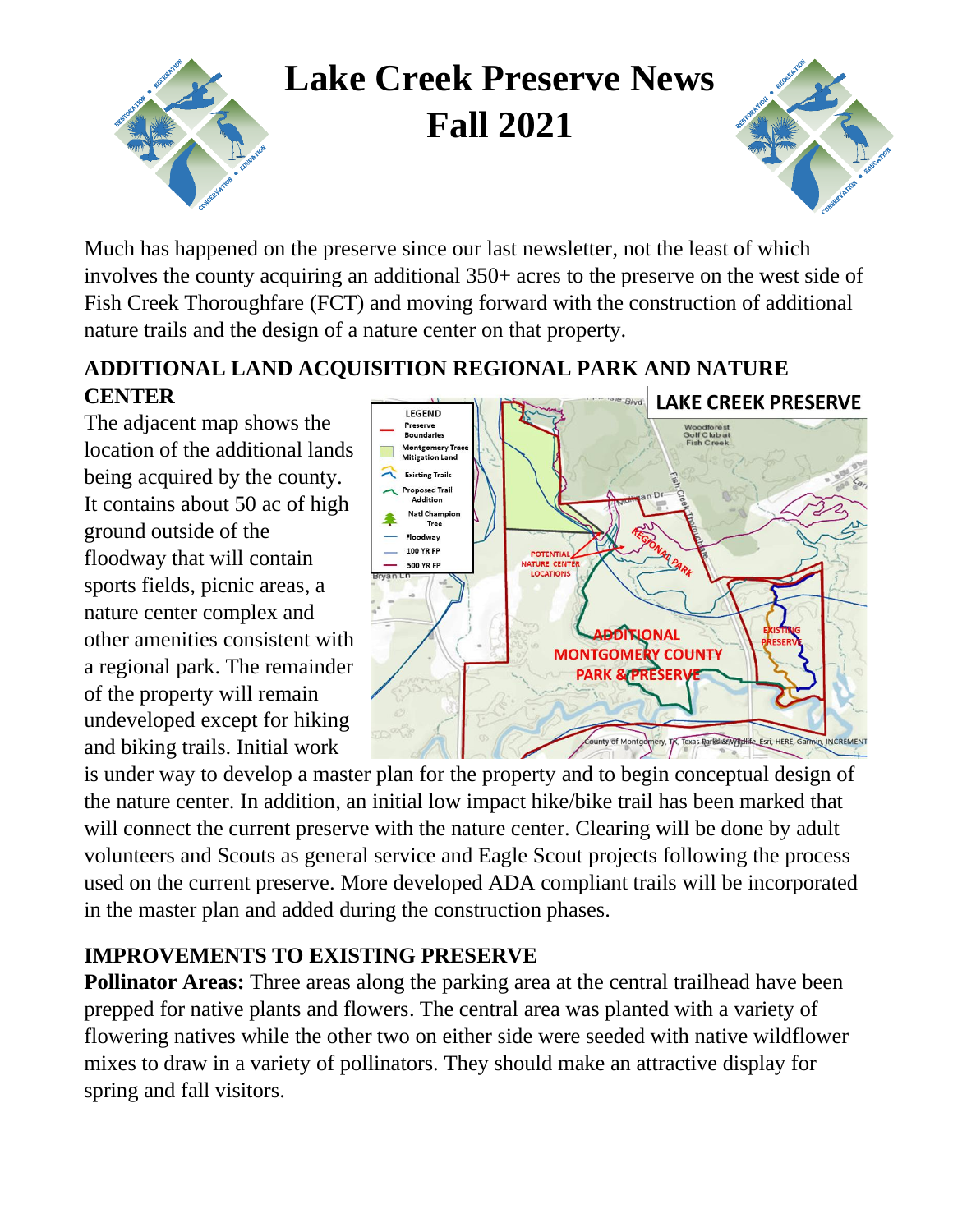# Lake Creek Preserve News
# Fall 2021

Much has happened on the preserve since our last newsletter, not the least of which involves the county acquiring an additional 350+ acres to the preserve on the west side of Fish Creek Thoroughfare (FCT) and moving forward with the construction of additional nature trails and the design of a nature center on that property.

## ADDITIONAL LAND ACQUISITION REGIONAL PARK AND NATURE CENTER

The adjacent map shows the location of the additional lands being acquired by the county. It contains about 50 ac of high ground outside of the floodway that will contain sports fields, picnic areas, a nature center complex and other amenities consistent with a regional park. The remainder of the property will remain undeveloped except for hiking and biking trails. Initial work is under way to develop a master plan for the property and to begin conceptual design of the nature center. In addition, an initial low impact hike/bike trail has been marked that will connect the current preserve with the nature center. Clearing will be done by adult volunteers and Scouts as general service and Eagle Scout projects following the process used on the current preserve. More developed ADA compliant trails will be incorporated in the master plan and added during the construction phases.

## IMPROVEMENTS TO EXISTING PRESERVE

**Pollinator Areas:** Three areas along the parking area at the central trailhead have been prepped for native plants and flowers. The central area was planted with a variety of flowering natives while the other two on either side were seeded with native wildflower mixes to draw in a variety of pollinators. They should make an attractive display for spring and fall visitors.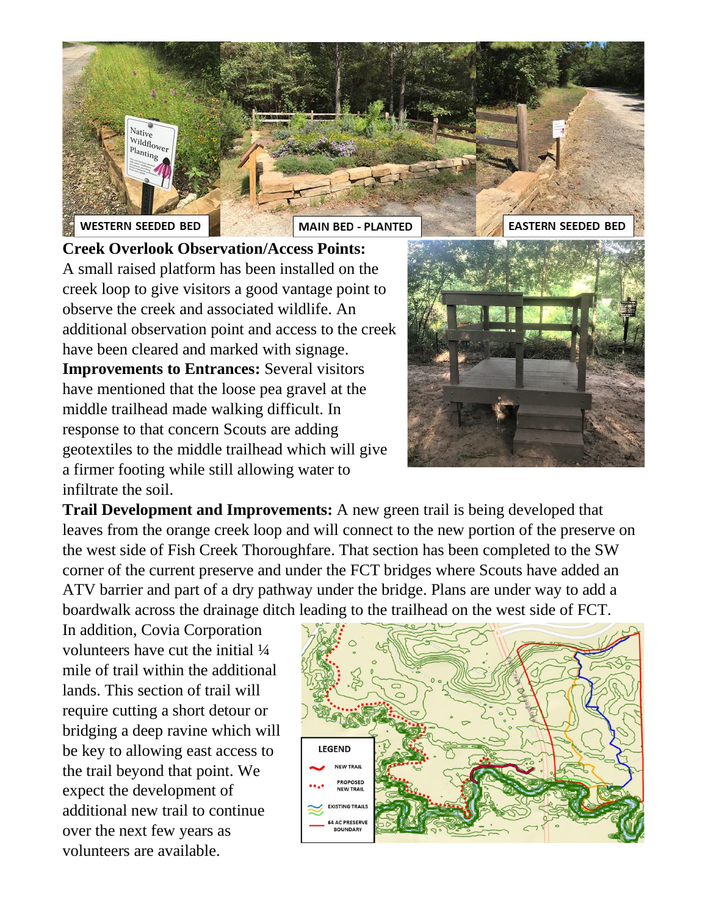WESTERN SEEDED BED

MAIN BED - PLANTED

EASTERN SEEDED BED

**Creek Overlook Observation/Access Points:** A small raised platform has been installed on the creek loop to give visitors a good vantage point to observe the creek and associated wildlife. An additional observation point and access to the creek have been cleared and marked with signage.

**Improvements to Entrances:** Several visitors have mentioned that the loose pea gravel at the middle trailhead made walking difficult. In response to that concern Scouts are adding geotextiles to the middle trailhead which will give a firmer footing while still allowing water to infiltrate the soil.

**Trail Development and Improvements:** A new green trail is being developed that leaves from the orange creek loop and will connect to the new portion of the preserve on the west side of Fish Creek Thoroughfare. That section has been completed to the SW corner of the current preserve and under the FCT bridges where Scouts have added an ATV barrier and part of a dry pathway under the bridge. Plans are under way to add a boardwalk across the drainage ditch leading to the trailhead on the west side of FCT.

In addition, Covia Corporation volunteers have cut the initial ¼ mile of trail within the additional lands. This section of trail will require cutting a short detour or bridging a deep ravine which will be key to allowing east access to the trail beyond that point. We expect the development of additional new trail to continue over the next few years as volunteers are available.

LEGEND
- NEW TRAIL
- PROPOSED NEW TRAIL
- EXISTING TRAILS
- 64 AC PRESERVE BOUNDARY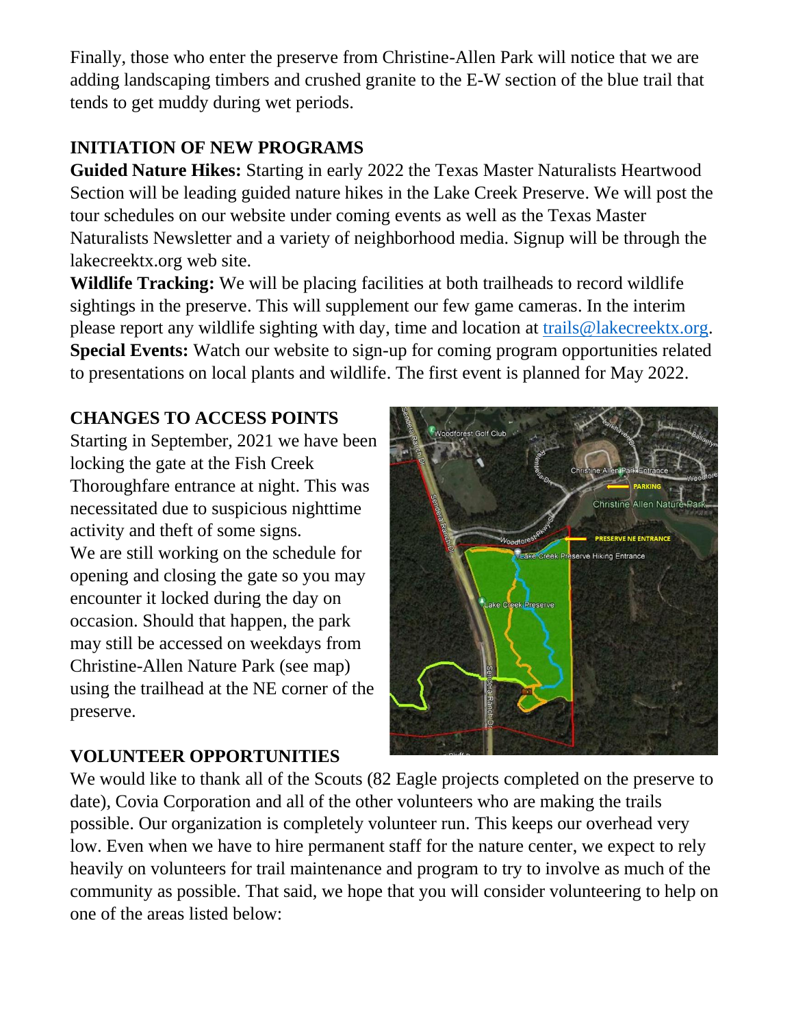Finally, those who enter the preserve from Christine-Allen Park will notice that we are adding landscaping timbers and crushed granite to the E-W section of the blue trail that tends to get muddy during wet periods.

## INITIATION OF NEW PROGRAMS

**Guided Nature Hikes:** Starting in early 2022 the Texas Master Naturalists Heartwood Section will be leading guided nature hikes in the Lake Creek Preserve. We will post the tour schedules on our website under coming events as well as the Texas Master Naturalists Newsletter and a variety of neighborhood media. Signup will be through the lakecreektx.org web site.

**Wildlife Tracking:** We will be placing facilities at both trailheads to record wildlife sightings in the preserve. This will supplement our few game cameras. In the interim please report any wildlife sighting with day, time and location at trails@lakecreektx.org.

**Special Events:** Watch our website to sign-up for coming program opportunities related to presentations on local plants and wildlife. The first event is planned for May 2022.

## CHANGES TO ACCESS POINTS

Starting in September, 2021 we have been locking the gate at the Fish Creek Thoroughfare entrance at night. This was necessitated due to suspicious nighttime activity and theft of some signs.

We are still working on the schedule for opening and closing the gate so you may encounter it locked during the day on occasion. Should that happen, the park may still be accessed on weekdays from Christine-Allen Nature Park (see map) using the trailhead at the NE corner of the preserve.

## VOLUNTEER OPPORTUNITIES

We would like to thank all of the Scouts (82 Eagle projects completed on the preserve to date), Covia Corporation and all of the other volunteers who are making the trails possible. Our organization is completely volunteer run. This keeps our overhead very low. Even when we have to hire permanent staff for the nature center, we expect to rely heavily on volunteers for trail maintenance and program to try to involve as much of the community as possible. That said, we hope that you will consider volunteering to help on one of the areas listed below: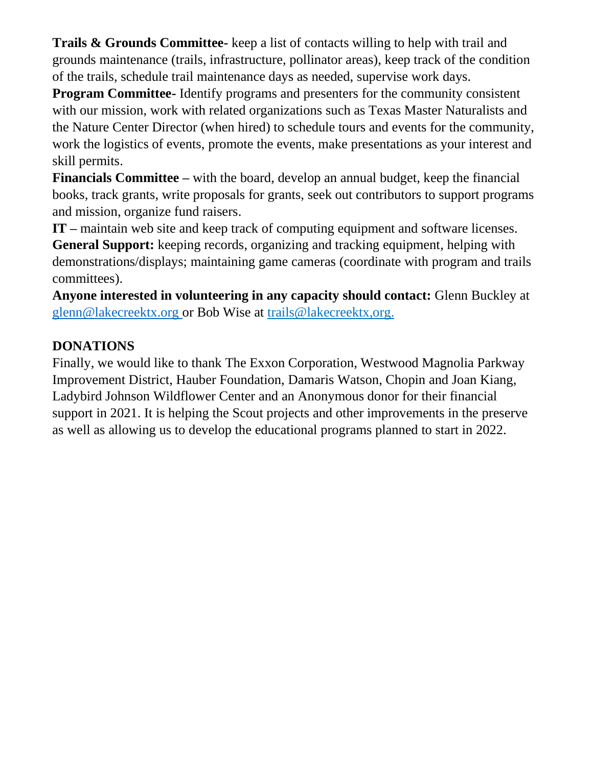**Trails & Grounds Committee-** keep a list of contacts willing to help with trail and grounds maintenance (trails, infrastructure, pollinator areas), keep track of the condition of the trails, schedule trail maintenance days as needed, supervise work days.

**Program Committee-** Identify programs and presenters for the community consistent with our mission, work with related organizations such as Texas Master Naturalists and the Nature Center Director (when hired) to schedule tours and events for the community, work the logistics of events, promote the events, make presentations as your interest and skill permits.

**Financials Committee –** with the board, develop an annual budget, keep the financial books, track grants, write proposals for grants, seek out contributors to support programs and mission, organize fund raisers.

**IT –** maintain web site and keep track of computing equipment and software licenses.

**General Support:** keeping records, organizing and tracking equipment, helping with demonstrations/displays; maintaining game cameras (coordinate with program and trails committees).

**Anyone interested in volunteering in any capacity should contact:** Glenn Buckley at [glenn@lakecreektx.org](mailto:glenn@lakecreektx.org) or Bob Wise at trails@lakecreektx,org.

## DONATIONS

Finally, we would like to thank The Exxon Corporation, Westwood Magnolia Parkway Improvement District, Hauber Foundation, Damaris Watson, Chopin and Joan Kiang, Ladybird Johnson Wildflower Center and an Anonymous donor for their financial support in 2021. It is helping the Scout projects and other improvements in the preserve as well as allowing us to develop the educational programs planned to start in 2022.